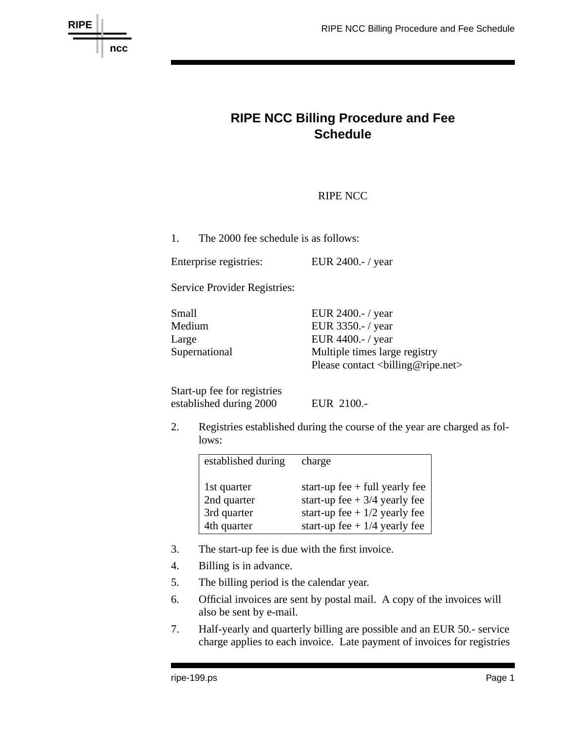# RIPE NCC Billing Procedure and Fee Schedule

RIPE NCC

1. The 2000 fee schedule is as follows:

| | |
|---|---|
| Enterprise registries: | EUR 2400.- / year |
| Service Provider Registries: | |
| Small | EUR 2400.- / year |
| Medium | EUR 3350.- / year |
| Large | EUR 4400.- / year |
| Supernational | Multiple times large registry<br>Please contact <billing@ripe.net> |
| Start-up fee for registries established during 2000 | EUR 2100.- |

2. Registries established during the course of the year are charged as follows:

| established during | charge |
|---|---|
| 1st quarter | start-up fee + full yearly fee |
| 2nd quarter | start-up fee + 3/4 yearly fee |
| 3rd quarter | start-up fee + 1/2 yearly fee |
| 4th quarter | start-up fee + 1/4 yearly fee |

3. The start-up fee is due with the first invoice.
4. Billing is in advance.
5. The billing period is the calendar year.
6. Official invoices are sent by postal mail. A copy of the invoices will also be sent by e-mail.
7. Half-yearly and quarterly billing are possible and an EUR 50.- service charge applies to each invoice. Late payment of invoices for registries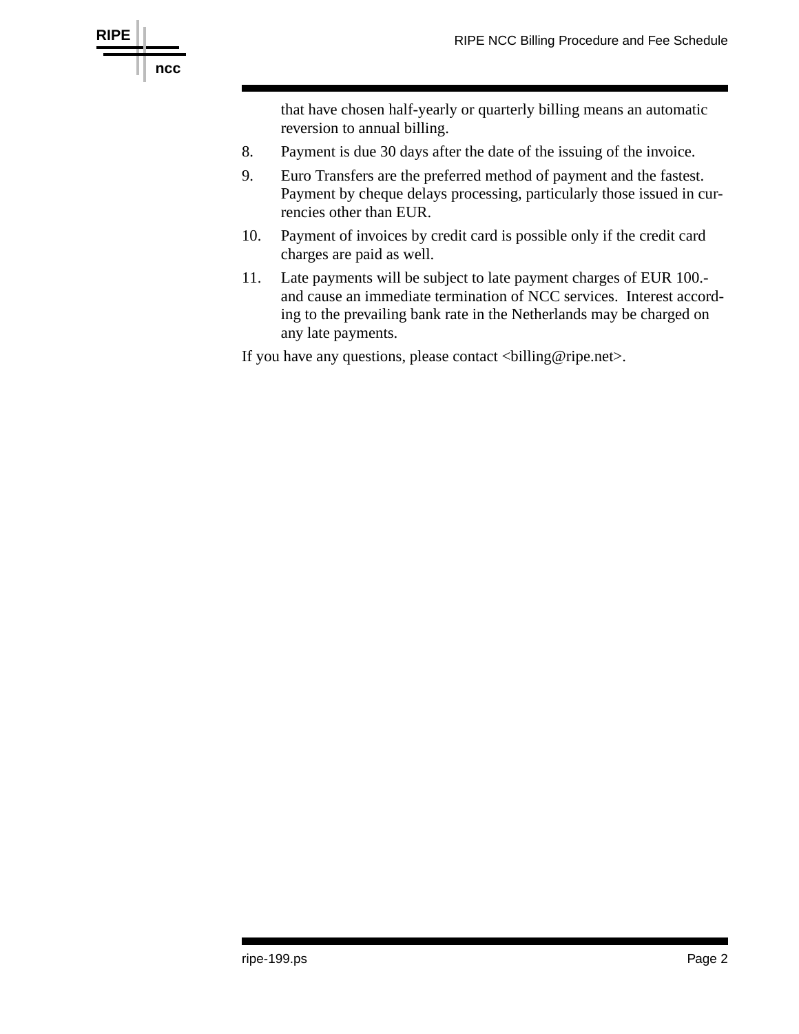that have chosen half-yearly or quarterly billing means an automatic reversion to annual billing.

8. Payment is due 30 days after the date of the issuing of the invoice.
9. Euro Transfers are the preferred method of payment and the fastest. Payment by cheque delays processing, particularly those issued in currencies other than EUR.
10. Payment of invoices by credit card is possible only if the credit card charges are paid as well.
11. Late payments will be subject to late payment charges of EUR 100.- and cause an immediate termination of NCC services. Interest according to the prevailing bank rate in the Netherlands may be charged on any late payments.

If you have any questions, please contact <billing@ripe.net>.